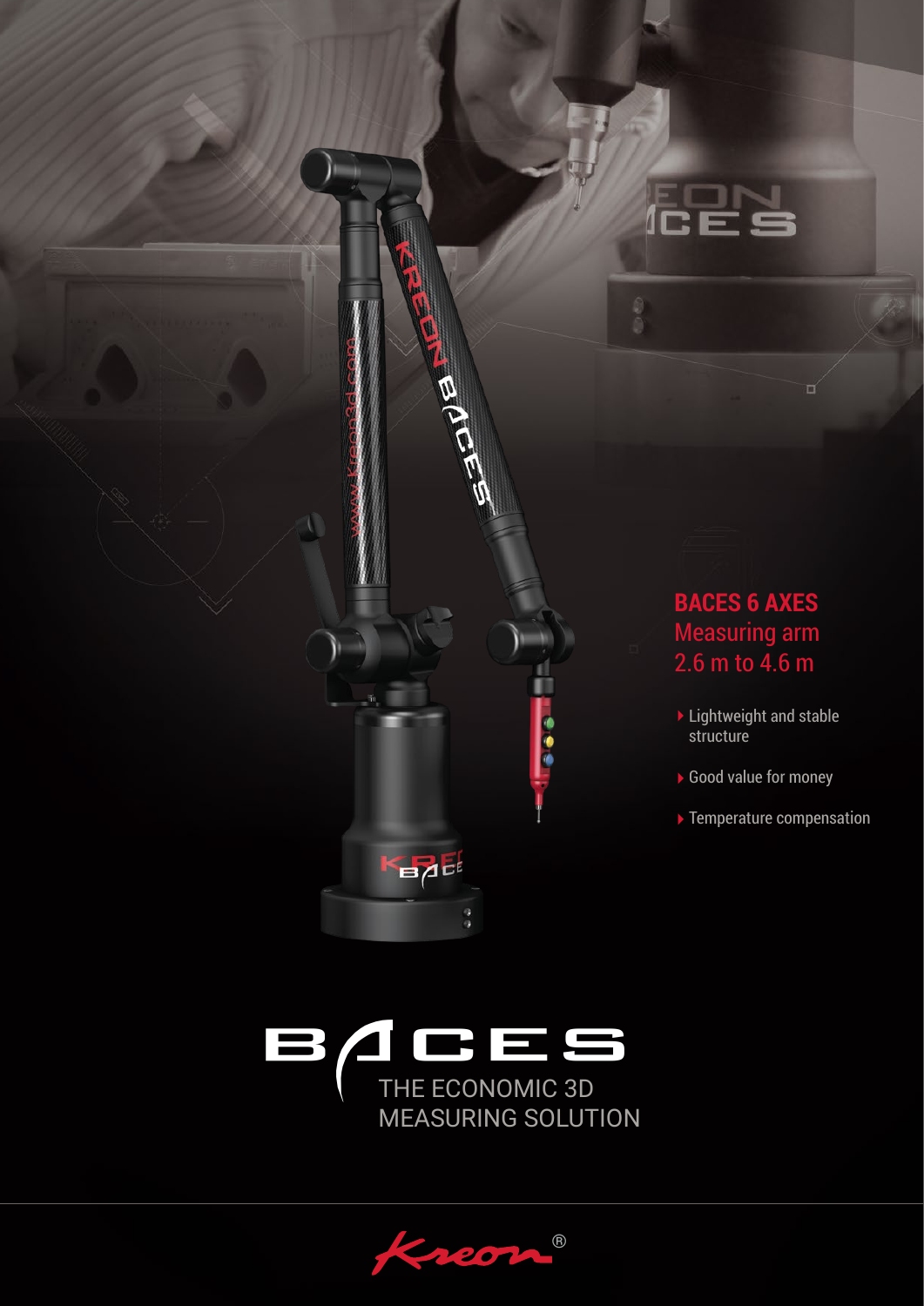## BACES 6 AXES
Measuring arm
2.6 m to 4.6 m

- Lightweight and stable structure
- Good value for money
- Temperature compensation

# BACES

THE ECONOMIC 3D MEASURING SOLUTION

Kreon®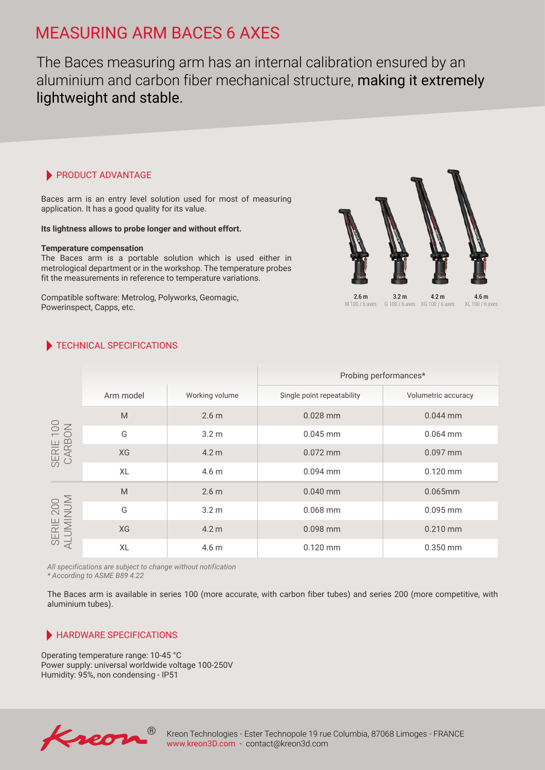# MEASURING ARM BACES 6 AXES

The Baces measuring arm has an internal calibration ensured by an aluminium and carbon fiber mechanical structure, making it extremely lightweight and stable.

## PRODUCT ADVANTAGE

Baces arm is an entry level solution used for most of measuring application. It has a good quality for its value.

**Its lightness allows to probe longer and without effort.**

**Temperature compensation**
The Baces arm is a portable solution which is used either in metrological department or in the workshop. The temperature probes fit the measurements in reference to temperature variations.

Compatible software: Metrolog, Polyworks, Geomagic, Powerinspect, Capps, etc.

2.6 m
M 100 / 6 axes

3.2 m
G 100 / 6 axes

4.2 m
XG 100 / 6 axes

4.6 m
XL 100 / 6 axes

## TECHNICAL SPECIFICATIONS

| | | | Probing performances* | |
|---|---|---|---|---|
| | Arm model | Working volume | Single point repeatability | Volumetric accuracy |
| SERIE 100 CARBON | M | 2.6 m | 0.028 mm | 0.044 mm |
| | G | 3.2 m | 0.045 mm | 0.064 mm |
| | XG | 4.2 m | 0.072 mm | 0.097 mm |
| | XL | 4.6 m | 0.094 mm | 0.120 mm |
| SERIE 200 ALUMINUM | M | 2.6 m | 0.040 mm | 0.065mm |
| | G | 3.2 m | 0.068 mm | 0.095 mm |
| | XG | 4.2 m | 0.098 mm | 0.210 mm |
| | XL | 4.6 m | 0.120 mm | 0.350 mm |

*All specifications are subject to change without notification*
*\* According to ASME B89 4.22*

The Baces arm is available in series 100 (more accurate, with carbon fiber tubes) and series 200 (more competitive, with aluminium tubes).

## HARDWARE SPECIFICATIONS

Operating temperature range: 10-45 °C
Power supply: universal worldwide voltage 100-250V
Humidity: 95%, non condensing - IP51

Kreon®

Kreon Technologies - Ester Technopole 19 rue Columbia, 87068 Limoges - FRANCE
www.kreon3D.com - contact@kreon3d.com